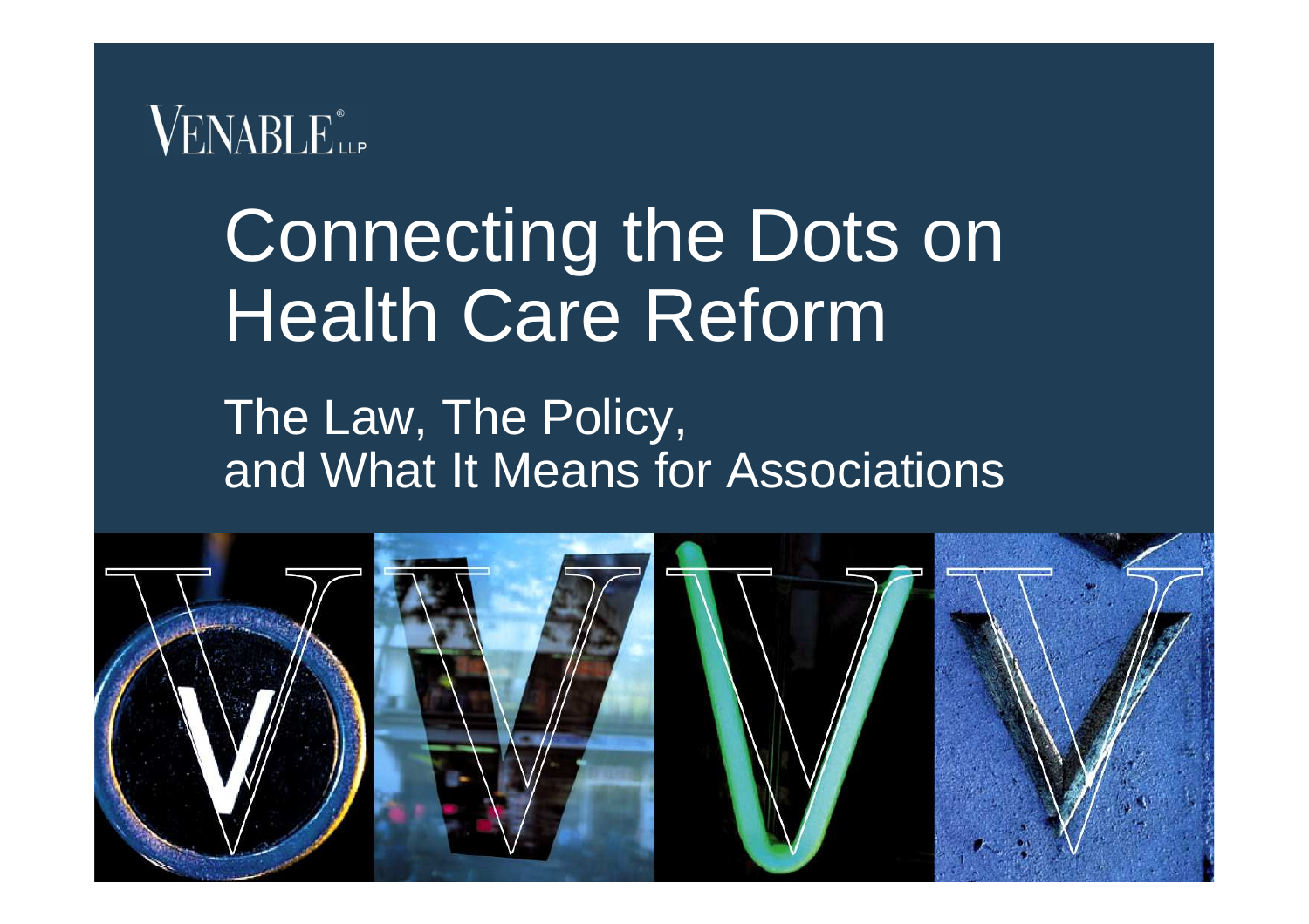VENABLE® LLP

# Connecting the Dots on Health Care Reform

## The Law, The Policy, and What It Means for Associations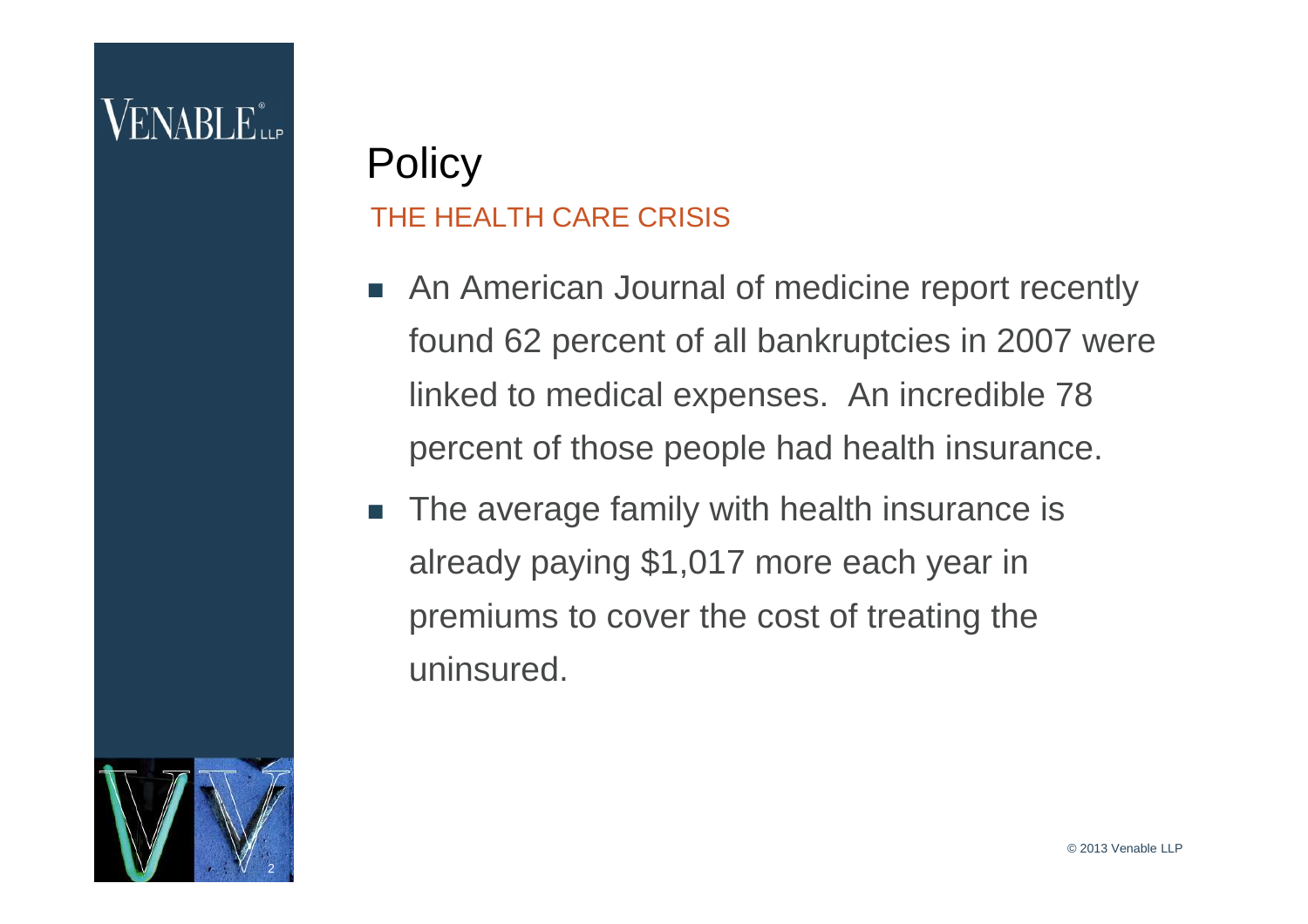# Policy

## THE HEALTH CARE CRISIS

- An American Journal of medicine report recently found 62 percent of all bankruptcies in 2007 were linked to medical expenses. An incredible 78 percent of those people had health insurance.
- The average family with health insurance is already paying $1,017 more each year in premiums to cover the cost of treating the uninsured.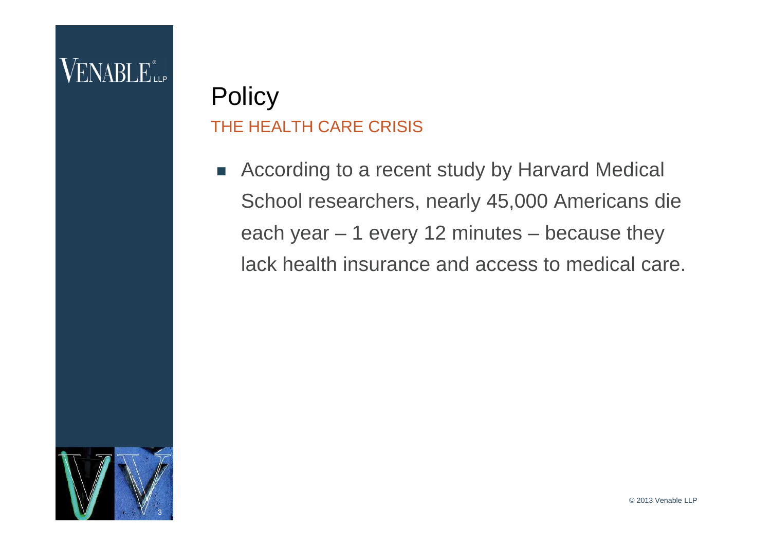# Policy

## THE HEALTH CARE CRISIS

- According to a recent study by Harvard Medical School researchers, nearly 45,000 Americans die each year – 1 every 12 minutes – because they lack health insurance and access to medical care.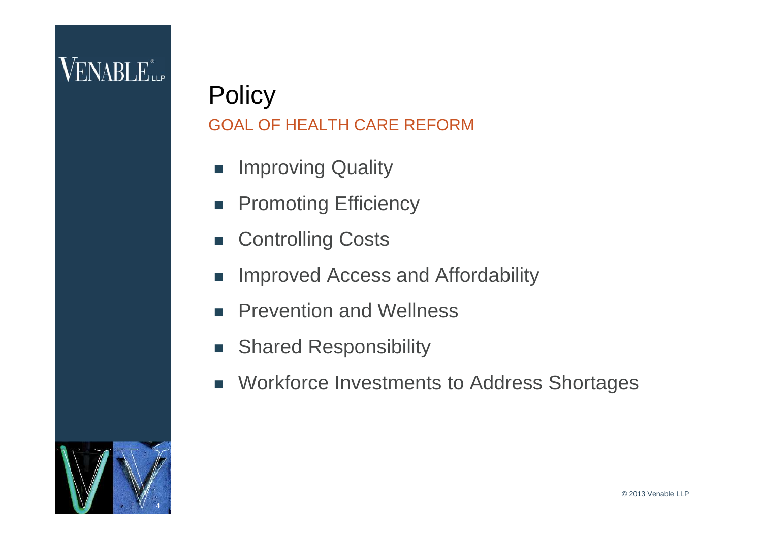# Policy

## GOAL OF HEALTH CARE REFORM

- Improving Quality
- Promoting Efficiency
- Controlling Costs
- Improved Access and Affordability
- Prevention and Wellness
- Shared Responsibility
- Workforce Investments to Address Shortages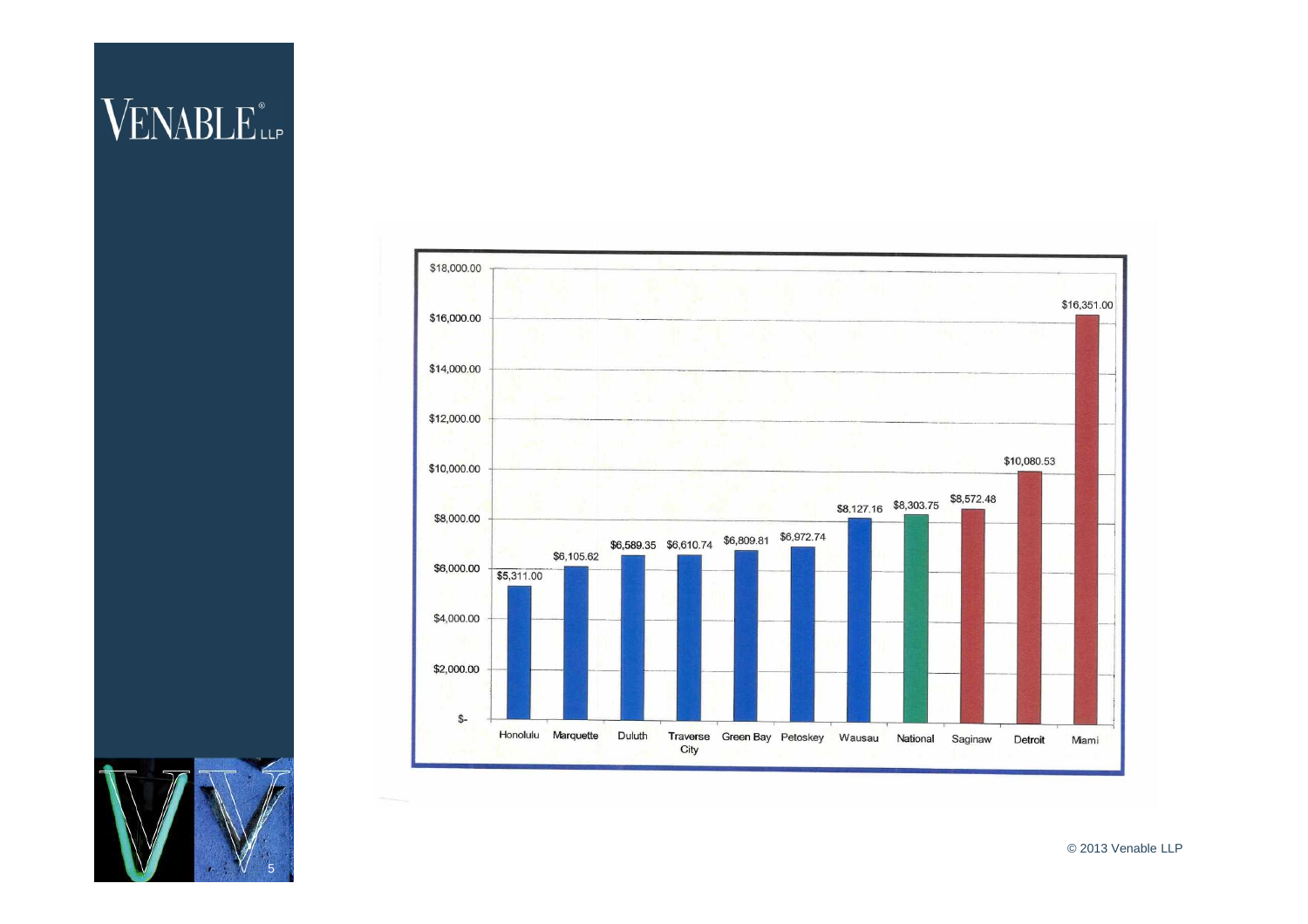| Location | Value |
| --- | --- |
| Honolulu | $5,311.00 |
| Marquette | $6,105.62 |
| Duluth | $6,589.35 |
| Traverse City | $6,610.74 |
| Green Bay | $6,809.81 |
| Petoskey | $6,972.74 |
| Wausau | $8,127.16 |
| National | $8,303.75 |
| Saginaw | $8,572.48 |
| Detroit | $10,080.53 |
| Miami | $16,351.00 |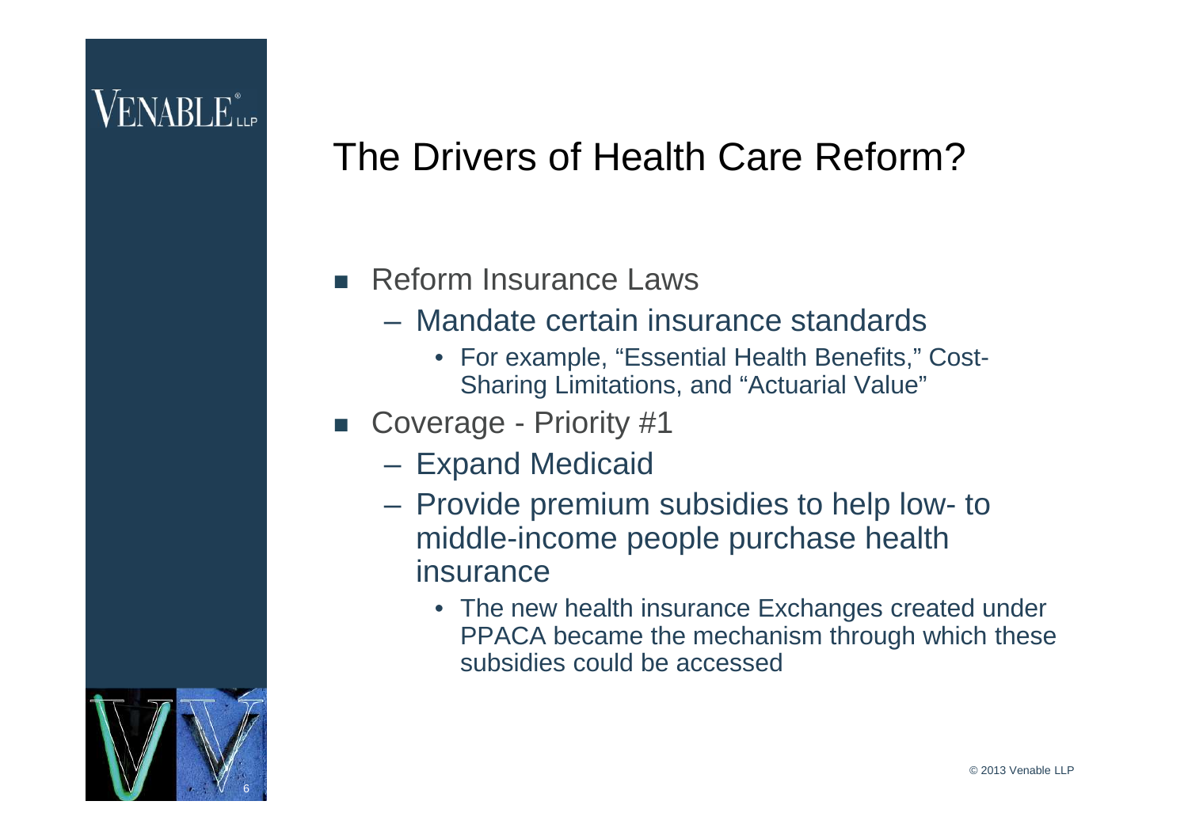# The Drivers of Health Care Reform?

- Reform Insurance Laws
  - Mandate certain insurance standards
    - For example, "Essential Health Benefits," Cost-Sharing Limitations, and "Actuarial Value"
- Coverage - Priority #1
  - Expand Medicaid
  - Provide premium subsidies to help low- to middle-income people purchase health insurance
    - The new health insurance Exchanges created under PPACA became the mechanism through which these subsidies could be accessed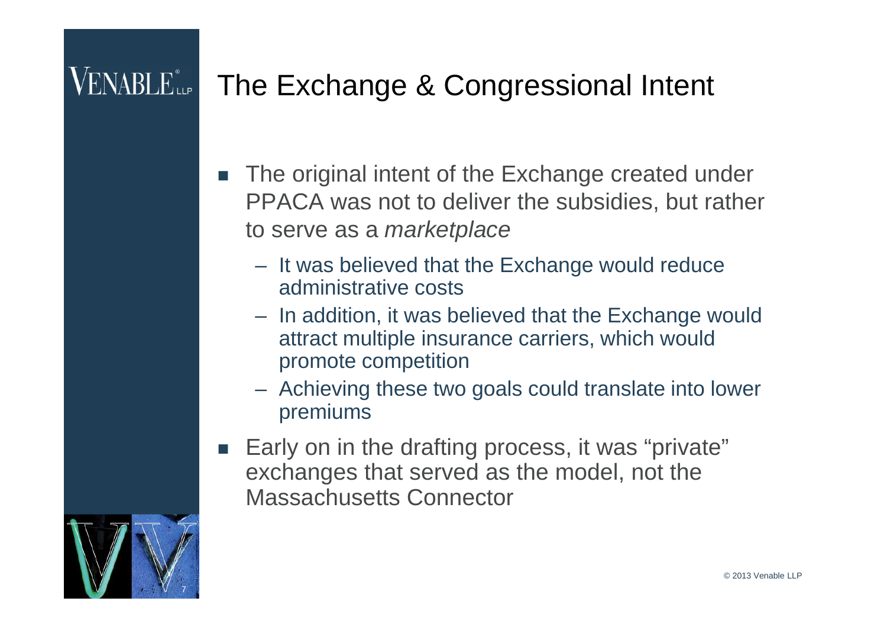# The Exchange & Congressional Intent

- The original intent of the Exchange created under PPACA was not to deliver the subsidies, but rather to serve as a *marketplace*
  - It was believed that the Exchange would reduce administrative costs
  - In addition, it was believed that the Exchange would attract multiple insurance carriers, which would promote competition
  - Achieving these two goals could translate into lower premiums
- Early on in the drafting process, it was "private" exchanges that served as the model, not the Massachusetts Connector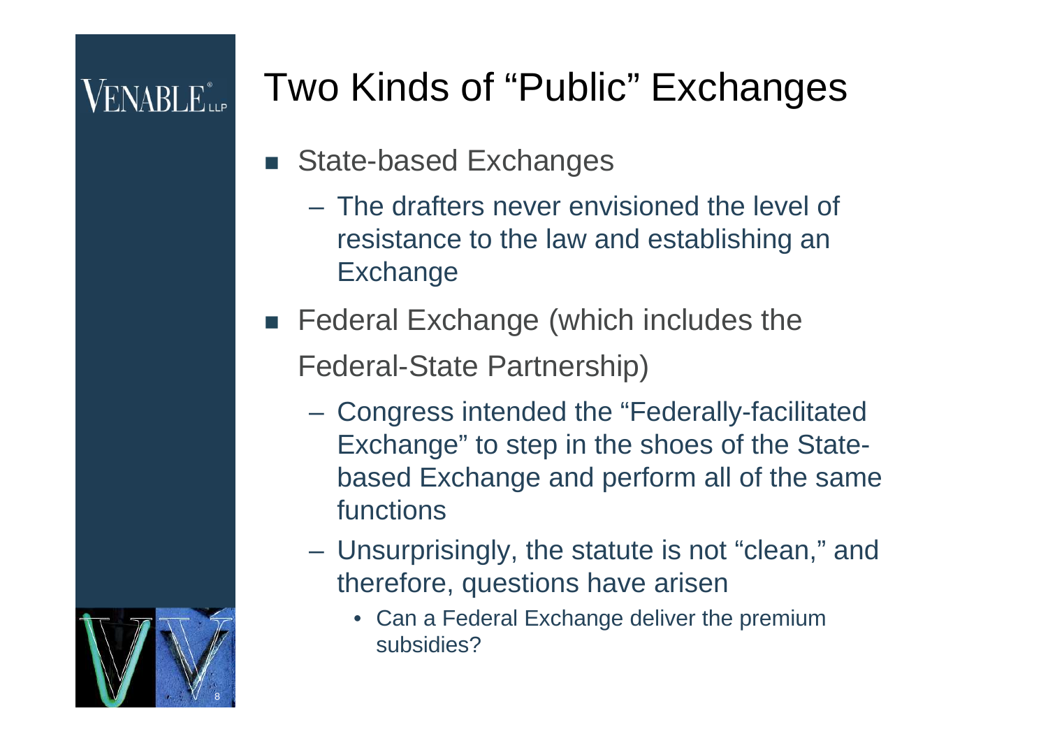# Two Kinds of "Public" Exchanges

- State-based Exchanges
  - The drafters never envisioned the level of resistance to the law and establishing an Exchange
- Federal Exchange (which includes the Federal-State Partnership)
  - Congress intended the "Federally-facilitated Exchange" to step in the shoes of the State-based Exchange and perform all of the same functions
  - Unsurprisingly, the statute is not "clean," and therefore, questions have arisen
    - Can a Federal Exchange deliver the premium subsidies?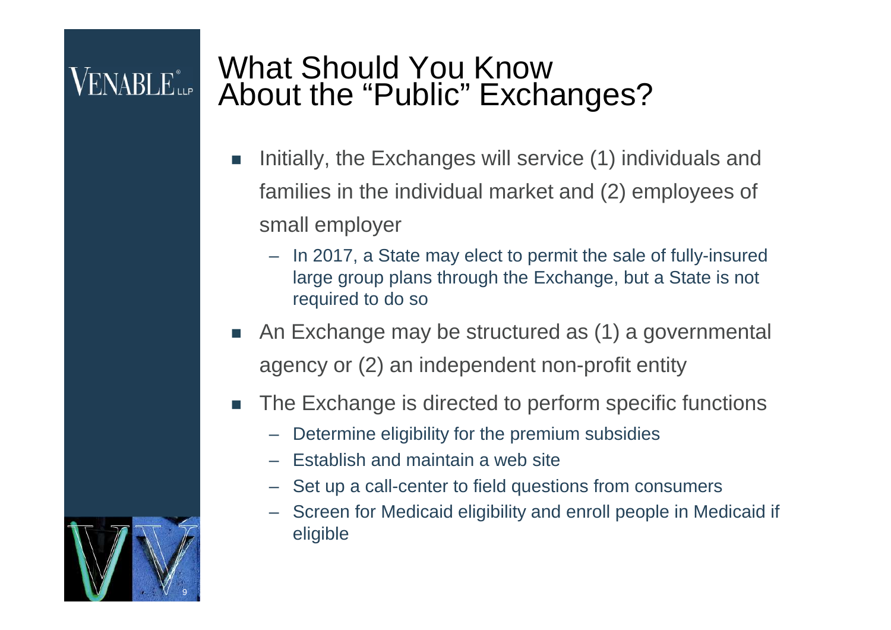# What Should You Know About the "Public" Exchanges?

- Initially, the Exchanges will service (1) individuals and families in the individual market and (2) employees of small employer
  - In 2017, a State may elect to permit the sale of fully-insured large group plans through the Exchange, but a State is not required to do so
- An Exchange may be structured as (1) a governmental agency or (2) an independent non-profit entity
- The Exchange is directed to perform specific functions
  - Determine eligibility for the premium subsidies
  - Establish and maintain a web site
  - Set up a call-center to field questions from consumers
  - Screen for Medicaid eligibility and enroll people in Medicaid if eligible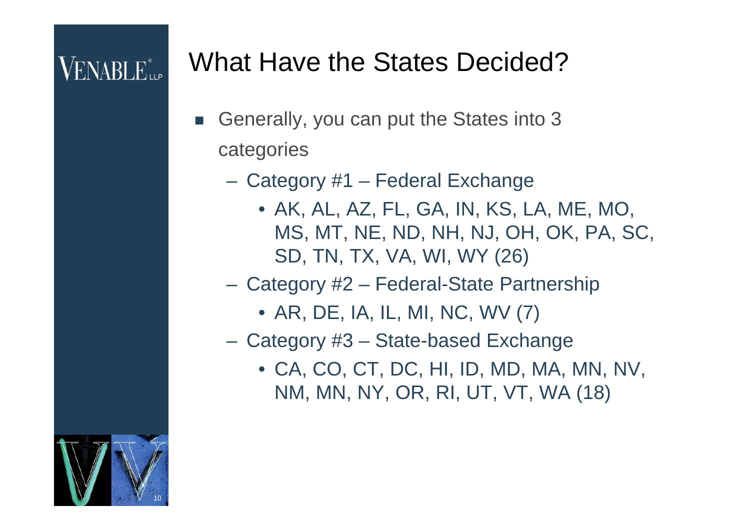# What Have the States Decided?

- Generally, you can put the States into 3 categories
  - Category #1 – Federal Exchange
    - AK, AL, AZ, FL, GA, IN, KS, LA, ME, MO, MS, MT, NE, ND, NH, NJ, OH, OK, PA, SC, SD, TN, TX, VA, WI, WY (26)
  - Category #2 – Federal-State Partnership
    - AR, DE, IA, IL, MI, NC, WV (7)
  - Category #3 – State-based Exchange
    - CA, CO, CT, DC, HI, ID, MD, MA, MN, NV, NM, MN, NY, OR, RI, UT, VT, WA (18)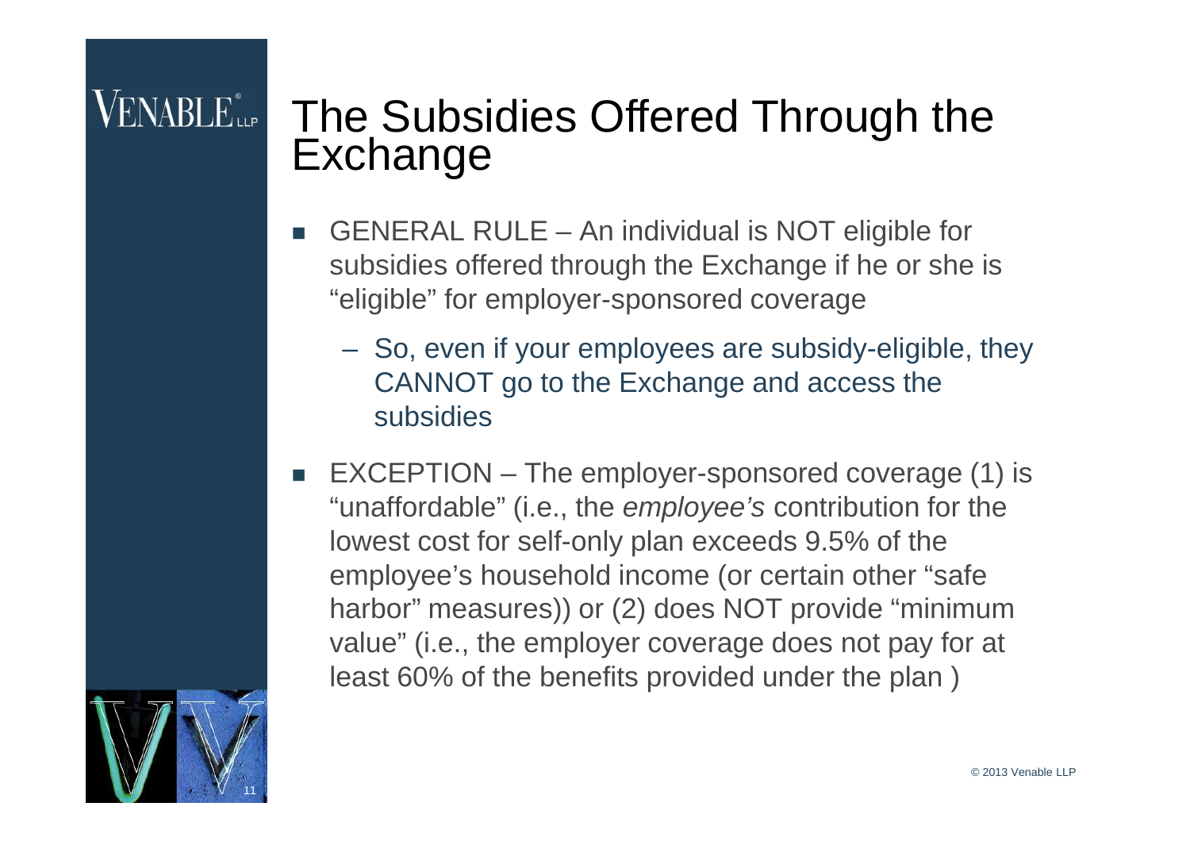# The Subsidies Offered Through the Exchange

- GENERAL RULE – An individual is NOT eligible for subsidies offered through the Exchange if he or she is "eligible" for employer-sponsored coverage
  - So, even if your employees are subsidy-eligible, they CANNOT go to the Exchange and access the subsidies
- EXCEPTION – The employer-sponsored coverage (1) is "unaffordable" (i.e., the *employee's* contribution for the lowest cost for self-only plan exceeds 9.5% of the employee's household income (or certain other "safe harbor" measures)) or (2) does NOT provide "minimum value" (i.e., the employer coverage does not pay for at least 60% of the benefits provided under the plan )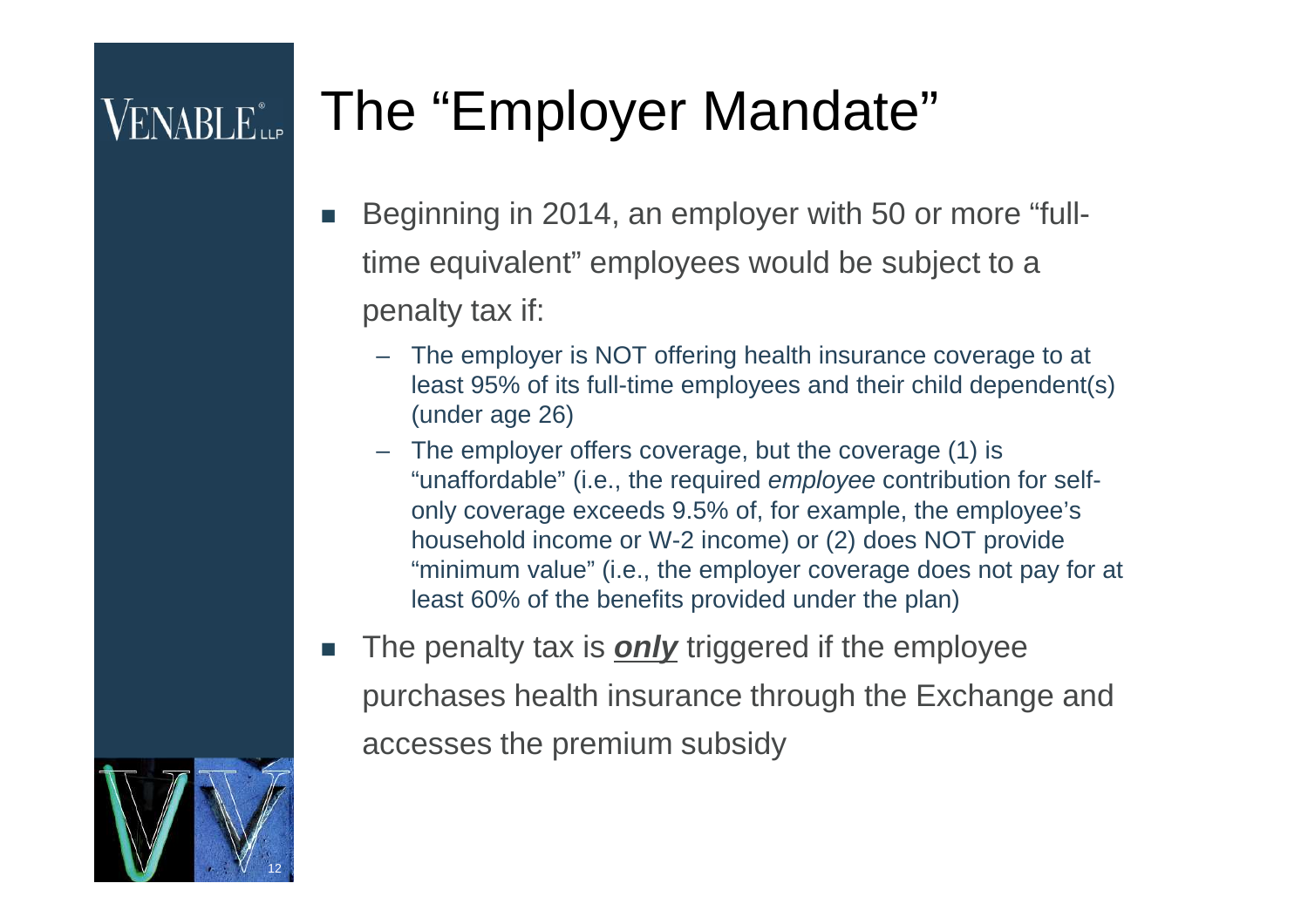# The "Employer Mandate"

- Beginning in 2014, an employer with 50 or more "full-time equivalent" employees would be subject to a penalty tax if:
  - The employer is NOT offering health insurance coverage to at least 95% of its full-time employees and their child dependent(s) (under age 26)
  - The employer offers coverage, but the coverage (1) is "unaffordable" (i.e., the required *employee* contribution for self-only coverage exceeds 9.5% of, for example, the employee's household income or W-2 income) or (2) does NOT provide "minimum value" (i.e., the employer coverage does not pay for at least 60% of the benefits provided under the plan)
- The penalty tax is ***only*** triggered if the employee purchases health insurance through the Exchange and accesses the premium subsidy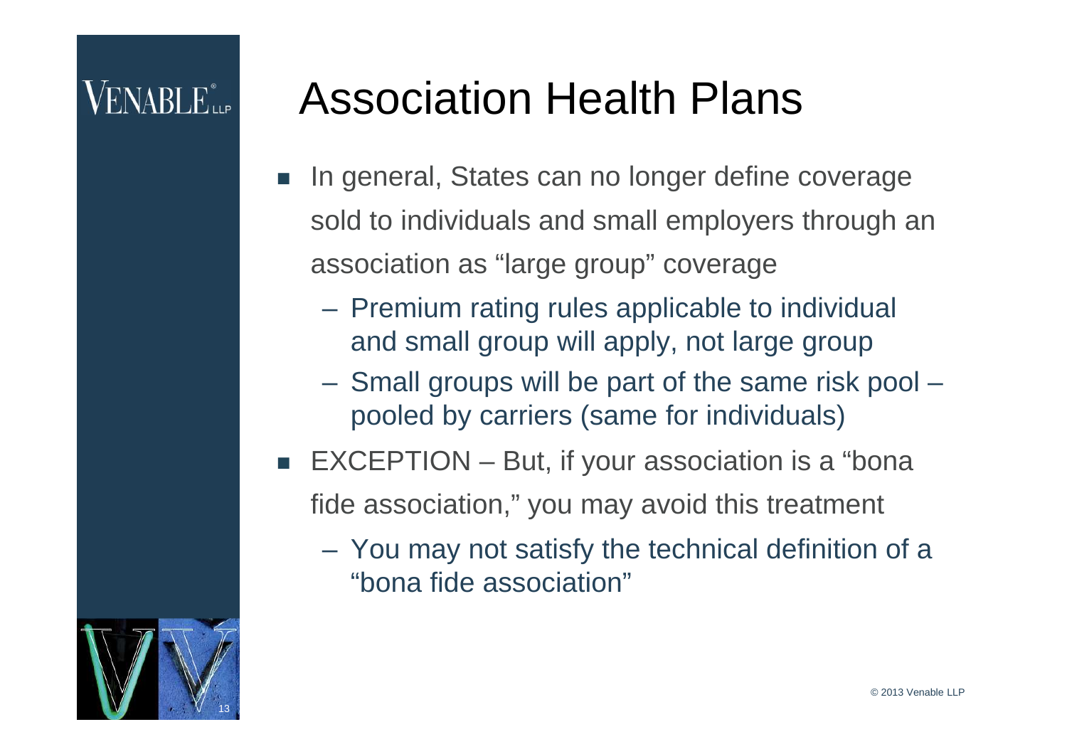# Association Health Plans

- In general, States can no longer define coverage sold to individuals and small employers through an association as "large group" coverage
  - Premium rating rules applicable to individual and small group will apply, not large group
  - Small groups will be part of the same risk pool – pooled by carriers (same for individuals)
- EXCEPTION – But, if your association is a "bona fide association," you may avoid this treatment
  - You may not satisfy the technical definition of a "bona fide association"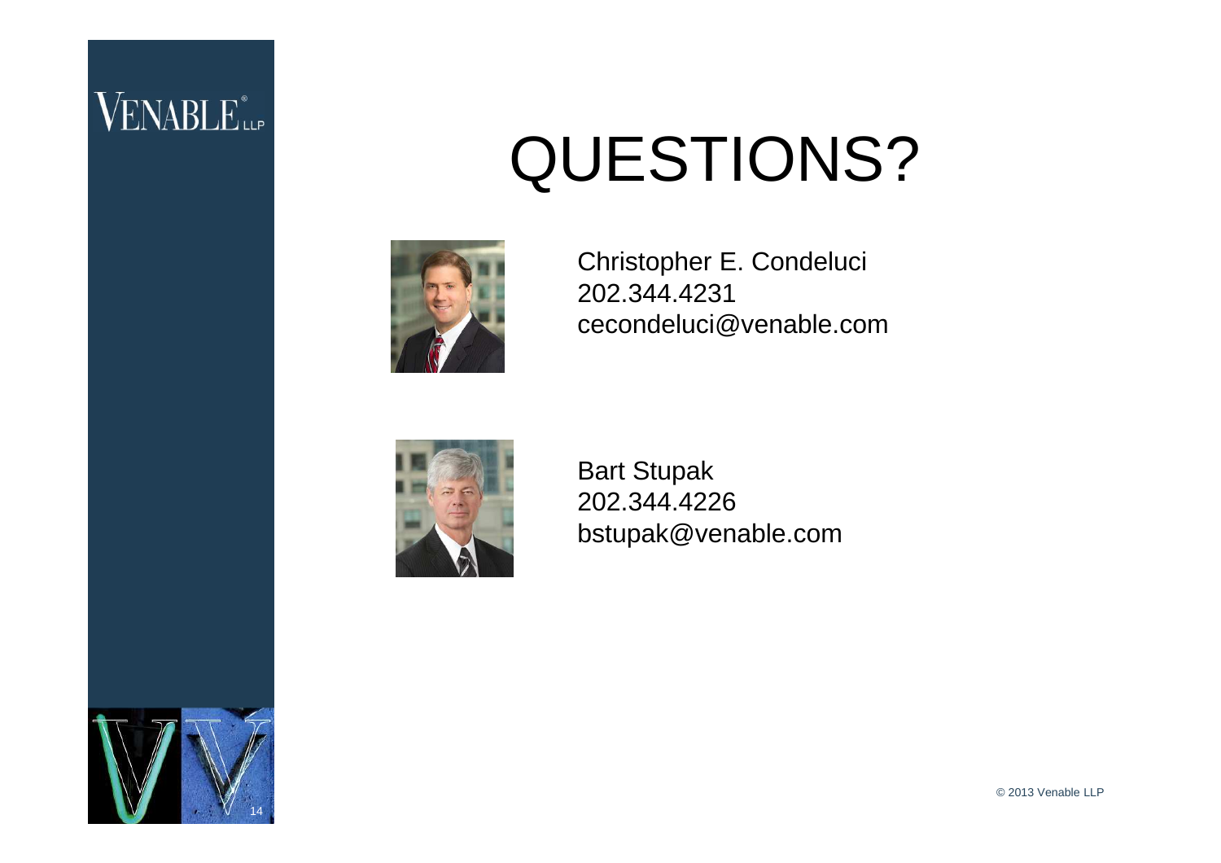# QUESTIONS?

Christopher E. Condeluci
202.344.4231
cecondeluci@venable.com

Bart Stupak
202.344.4226
bstupak@venable.com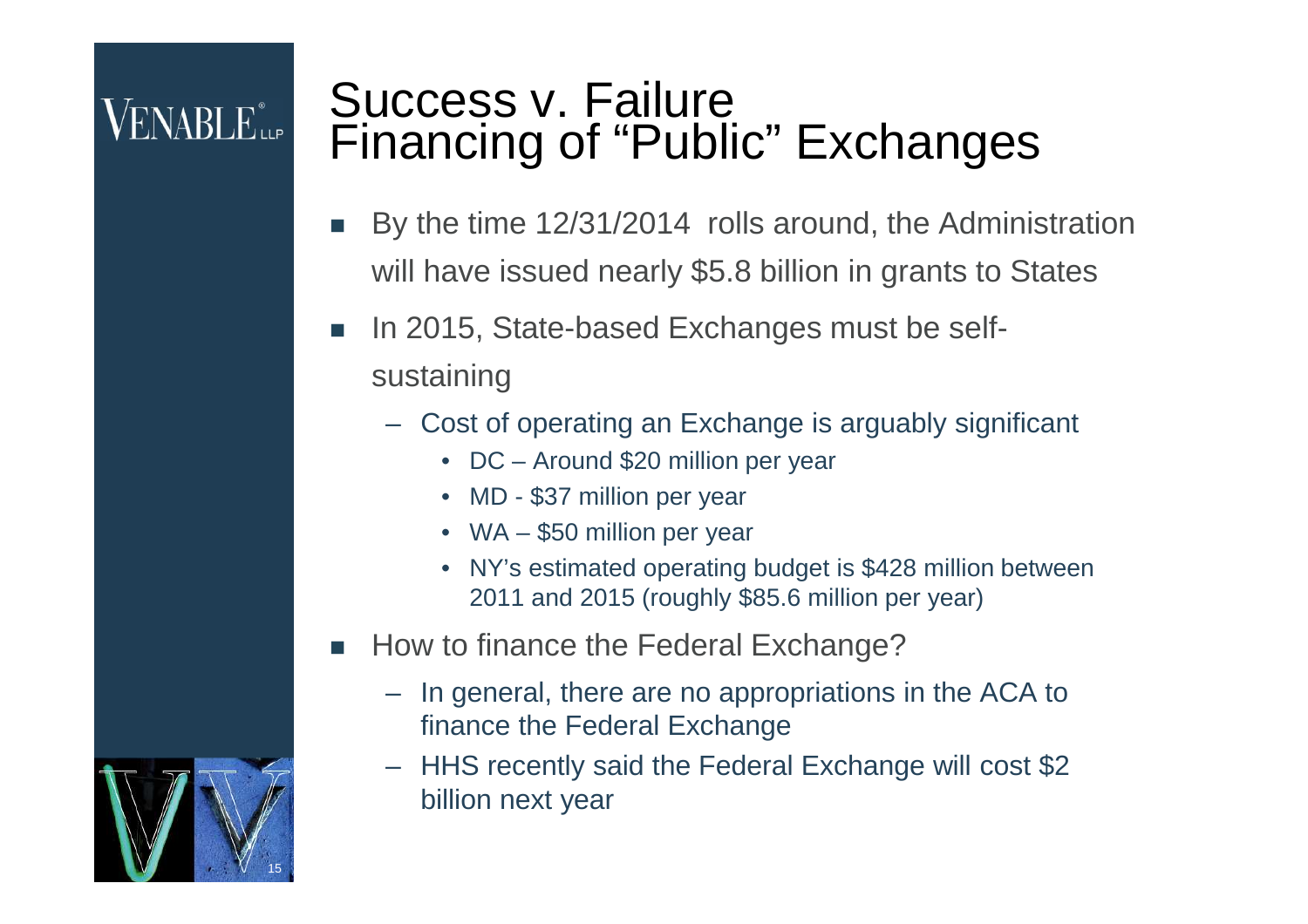# Success v. Failure
# Financing of "Public" Exchanges

- By the time 12/31/2014 rolls around, the Administration will have issued nearly $5.8 billion in grants to States
- In 2015, State-based Exchanges must be self-sustaining
  - Cost of operating an Exchange is arguably significant
    - DC – Around $20 million per year
    - MD - $37 million per year
    - WA – $50 million per year
    - NY's estimated operating budget is $428 million between 2011 and 2015 (roughly $85.6 million per year)
- How to finance the Federal Exchange?
  - In general, there are no appropriations in the ACA to finance the Federal Exchange
  - HHS recently said the Federal Exchange will cost $2 billion next year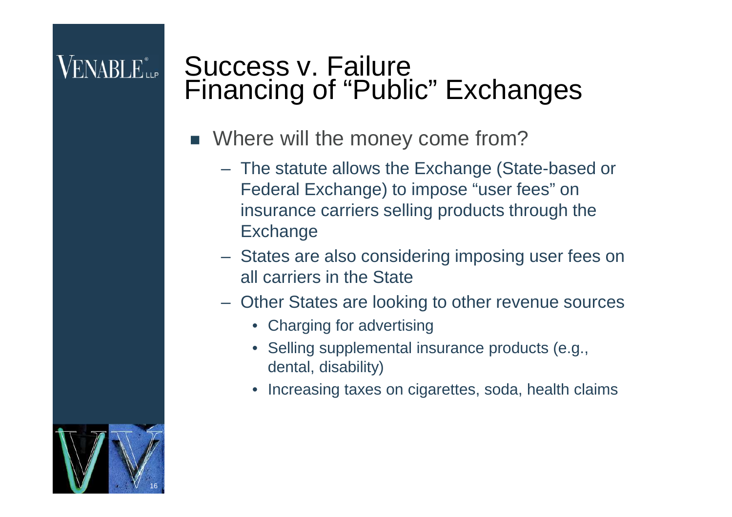# Success v. Failure
## Financing of "Public" Exchanges

- Where will the money come from?
  - The statute allows the Exchange (State-based or Federal Exchange) to impose "user fees" on insurance carriers selling products through the Exchange
  - States are also considering imposing user fees on all carriers in the State
  - Other States are looking to other revenue sources
    - Charging for advertising
    - Selling supplemental insurance products (e.g., dental, disability)
    - Increasing taxes on cigarettes, soda, health claims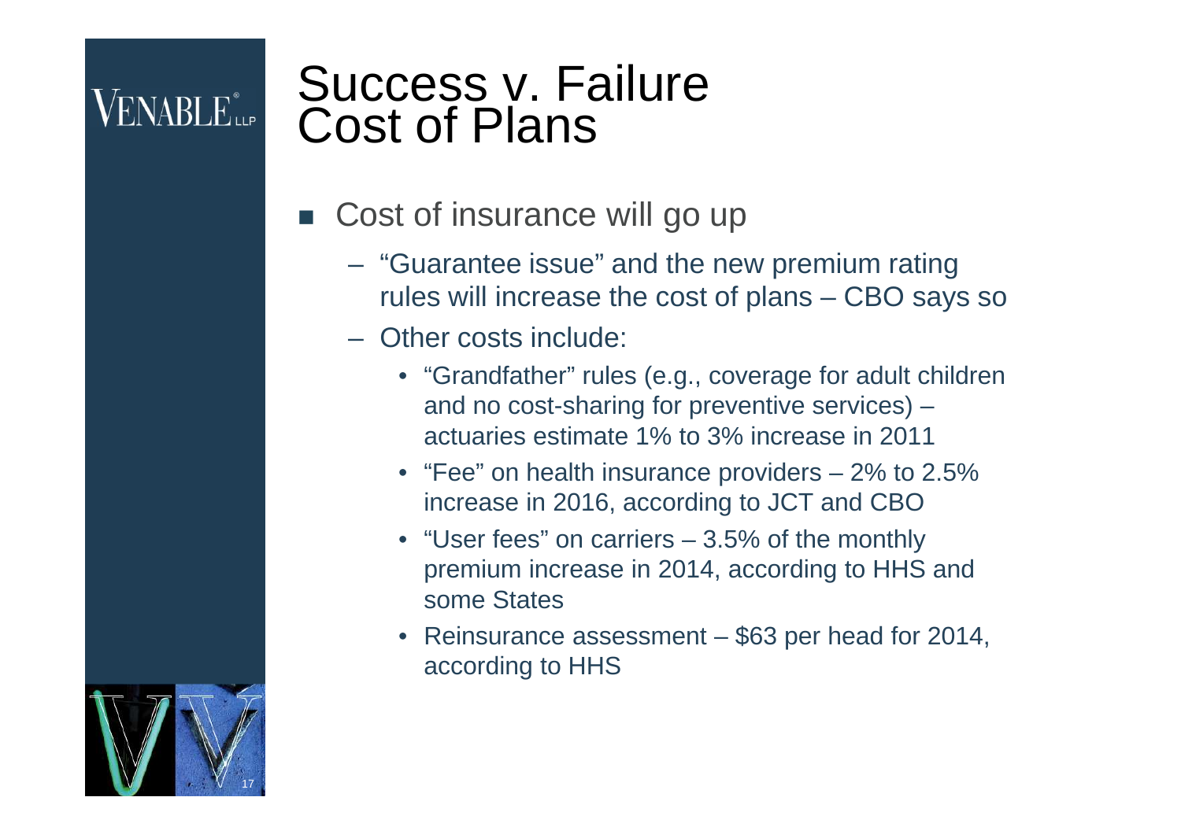# Success v. Failure Cost of Plans

- Cost of insurance will go up
  - "Guarantee issue" and the new premium rating rules will increase the cost of plans – CBO says so
  - Other costs include:
    - "Grandfather" rules (e.g., coverage for adult children and no cost-sharing for preventive services) – actuaries estimate 1% to 3% increase in 2011
    - "Fee" on health insurance providers – 2% to 2.5% increase in 2016, according to JCT and CBO
    - "User fees" on carriers – 3.5% of the monthly premium increase in 2014, according to HHS and some States
    - Reinsurance assessment – $63 per head for 2014, according to HHS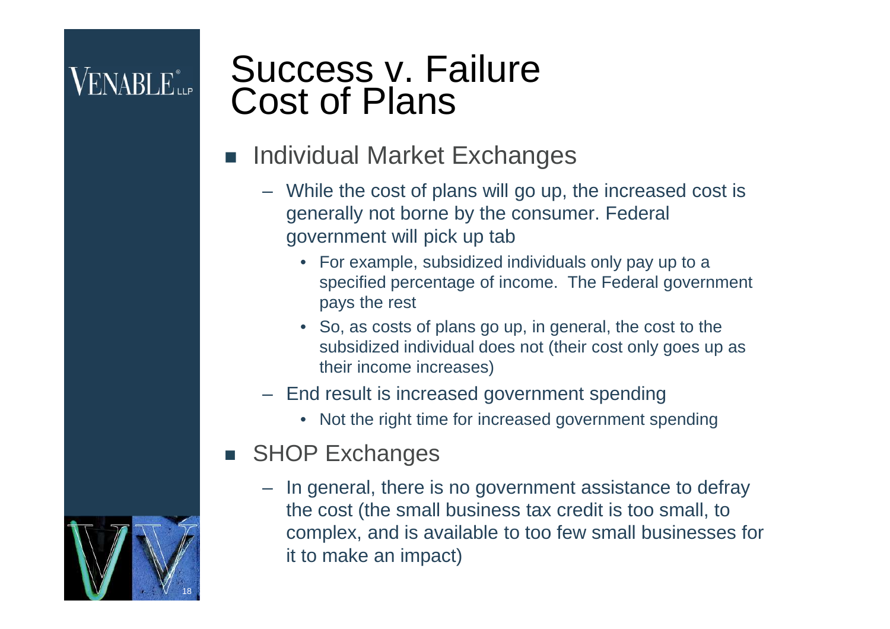# Success v. Failure Cost of Plans

- Individual Market Exchanges
  - While the cost of plans will go up, the increased cost is generally not borne by the consumer. Federal government will pick up tab
    - For example, subsidized individuals only pay up to a specified percentage of income. The Federal government pays the rest
    - So, as costs of plans go up, in general, the cost to the subsidized individual does not (their cost only goes up as their income increases)
  - End result is increased government spending
    - Not the right time for increased government spending
- SHOP Exchanges
  - In general, there is no government assistance to defray the cost (the small business tax credit is too small, to complex, and is available to too few small businesses for it to make an impact)